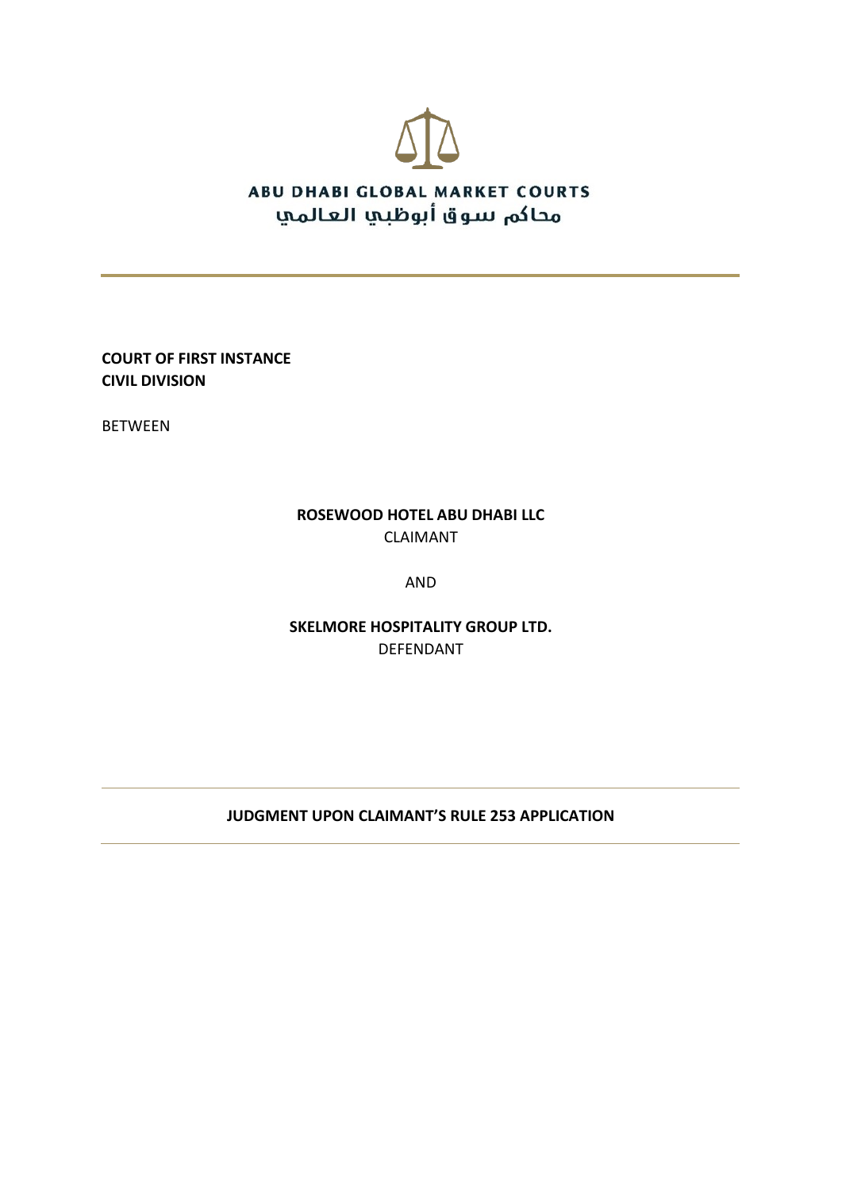**ABU DHABI GLOBAL MARKET COURTS**

محاكم سوق أبوظبي العالمي

**COURT OF FIRST INSTANCE**
**CIVIL DIVISION**

BETWEEN

**ROSEWOOD HOTEL ABU DHABI LLC**
CLAIMANT

AND

**SKELMORE HOSPITALITY GROUP LTD.**
DEFENDANT

---

**JUDGMENT UPON CLAIMANT'S RULE 253 APPLICATION**

---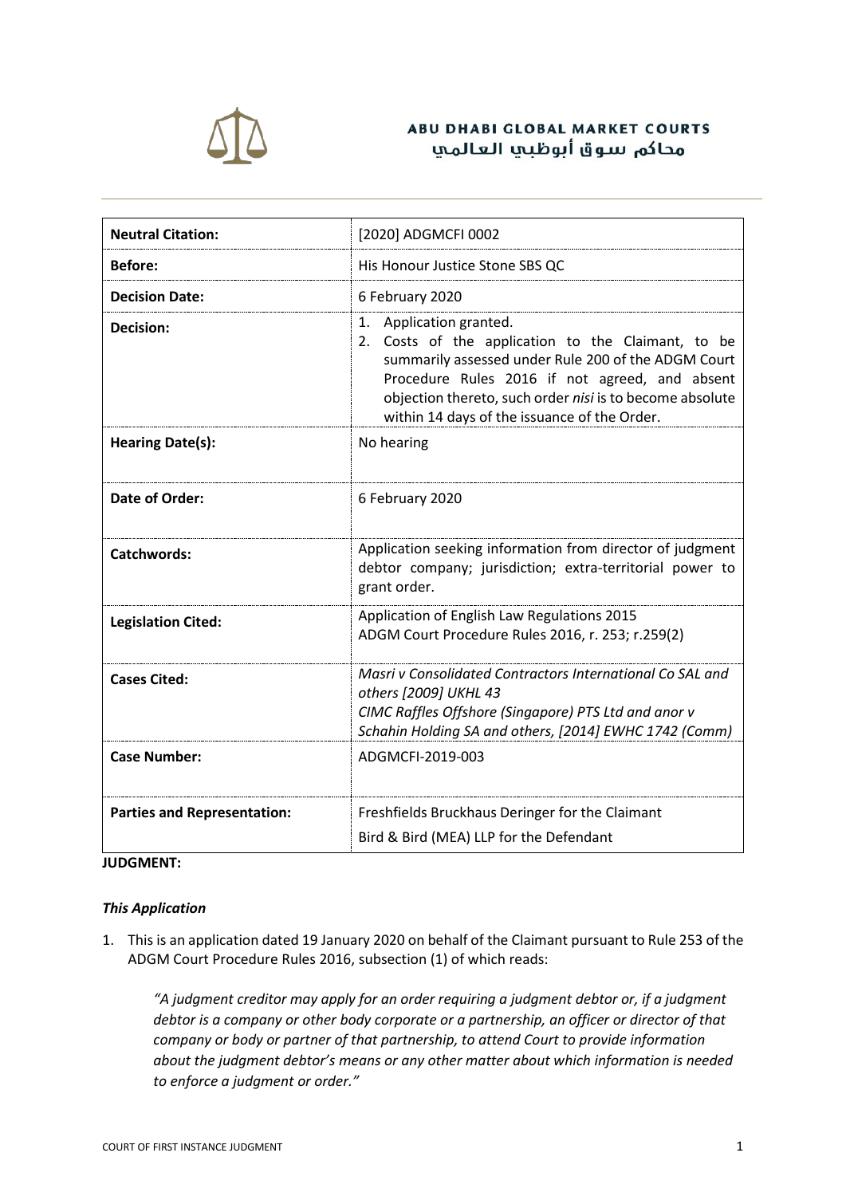**ABU DHABI GLOBAL MARKET COURTS**
محاكم سوق أبوظبي العالمي

| | |
|---|---|
| **Neutral Citation:** | [2020] ADGMCFI 0002 |
| **Before:** | His Honour Justice Stone SBS QC |
| **Decision Date:** | 6 February 2020 |
| **Decision:** | 1. Application granted.<br>2. Costs of the application to the Claimant, to be summarily assessed under Rule 200 of the ADGM Court Procedure Rules 2016 if not agreed, and absent objection thereto, such order *nisi* is to become absolute within 14 days of the issuance of the Order. |
| **Hearing Date(s):** | No hearing |
| **Date of Order:** | 6 February 2020 |
| **Catchwords:** | Application seeking information from director of judgment debtor company; jurisdiction; extra-territorial power to grant order. |
| **Legislation Cited:** | Application of English Law Regulations 2015<br>ADGM Court Procedure Rules 2016, r. 253; r.259(2) |
| **Cases Cited:** | *Masri v Consolidated Contractors International Co SAL and others [2009] UKHL 43*<br>*CIMC Raffles Offshore (Singapore) PTS Ltd and anor v Schahin Holding SA and others, [2014] EWHC 1742 (Comm)* |
| **Case Number:** | ADGMCFI-2019-003 |
| **Parties and Representation:** | Freshfields Bruckhaus Deringer for the Claimant<br>Bird & Bird (MEA) LLP for the Defendant |

**JUDGMENT:**

***This Application***

1. This is an application dated 19 January 2020 on behalf of the Claimant pursuant to Rule 253 of the ADGM Court Procedure Rules 2016, subsection (1) of which reads:

   *"A judgment creditor may apply for an order requiring a judgment debtor or, if a judgment debtor is a company or other body corporate or a partnership, an officer or director of that company or body or partner of that partnership, to attend Court to provide information about the judgment debtor's means or any other matter about which information is needed to enforce a judgment or order."*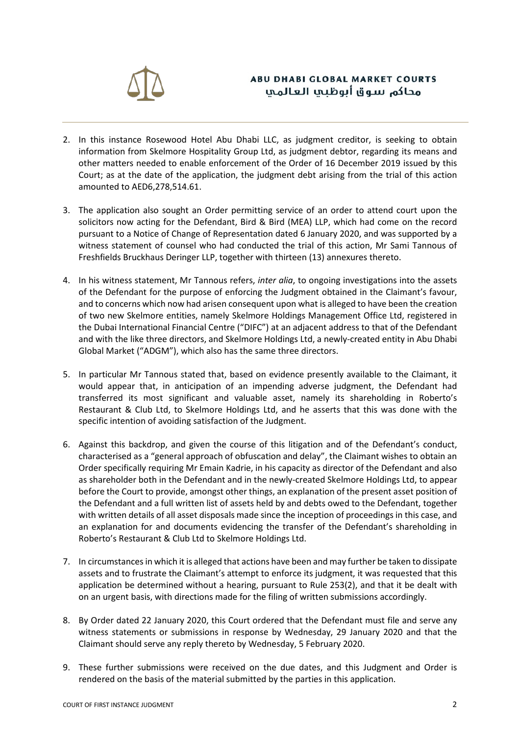2. In this instance Rosewood Hotel Abu Dhabi LLC, as judgment creditor, is seeking to obtain information from Skelmore Hospitality Group Ltd, as judgment debtor, regarding its means and other matters needed to enable enforcement of the Order of 16 December 2019 issued by this Court; as at the date of the application, the judgment debt arising from the trial of this action amounted to AED6,278,514.61.

3. The application also sought an Order permitting service of an order to attend court upon the solicitors now acting for the Defendant, Bird & Bird (MEA) LLP, which had come on the record pursuant to a Notice of Change of Representation dated 6 January 2020, and was supported by a witness statement of counsel who had conducted the trial of this action, Mr Sami Tannous of Freshfields Bruckhaus Deringer LLP, together with thirteen (13) annexures thereto.

4. In his witness statement, Mr Tannous refers, *inter alia*, to ongoing investigations into the assets of the Defendant for the purpose of enforcing the Judgment obtained in the Claimant's favour, and to concerns which now had arisen consequent upon what is alleged to have been the creation of two new Skelmore entities, namely Skelmore Holdings Management Office Ltd, registered in the Dubai International Financial Centre ("DIFC") at an adjacent address to that of the Defendant and with the like three directors, and Skelmore Holdings Ltd, a newly-created entity in Abu Dhabi Global Market ("ADGM"), which also has the same three directors.

5. In particular Mr Tannous stated that, based on evidence presently available to the Claimant, it would appear that, in anticipation of an impending adverse judgment, the Defendant had transferred its most significant and valuable asset, namely its shareholding in Roberto's Restaurant & Club Ltd, to Skelmore Holdings Ltd, and he asserts that this was done with the specific intention of avoiding satisfaction of the Judgment.

6. Against this backdrop, and given the course of this litigation and of the Defendant's conduct, characterised as a "general approach of obfuscation and delay", the Claimant wishes to obtain an Order specifically requiring Mr Emain Kadrie, in his capacity as director of the Defendant and also as shareholder both in the Defendant and in the newly-created Skelmore Holdings Ltd, to appear before the Court to provide, amongst other things, an explanation of the present asset position of the Defendant and a full written list of assets held by and debts owed to the Defendant, together with written details of all asset disposals made since the inception of proceedings in this case, and an explanation for and documents evidencing the transfer of the Defendant's shareholding in Roberto's Restaurant & Club Ltd to Skelmore Holdings Ltd.

7. In circumstances in which it is alleged that actions have been and may further be taken to dissipate assets and to frustrate the Claimant's attempt to enforce its judgment, it was requested that this application be determined without a hearing, pursuant to Rule 253(2), and that it be dealt with on an urgent basis, with directions made for the filing of written submissions accordingly.

8. By Order dated 22 January 2020, this Court ordered that the Defendant must file and serve any witness statements or submissions in response by Wednesday, 29 January 2020 and that the Claimant should serve any reply thereto by Wednesday, 5 February 2020.

9. These further submissions were received on the due dates, and this Judgment and Order is rendered on the basis of the material submitted by the parties in this application.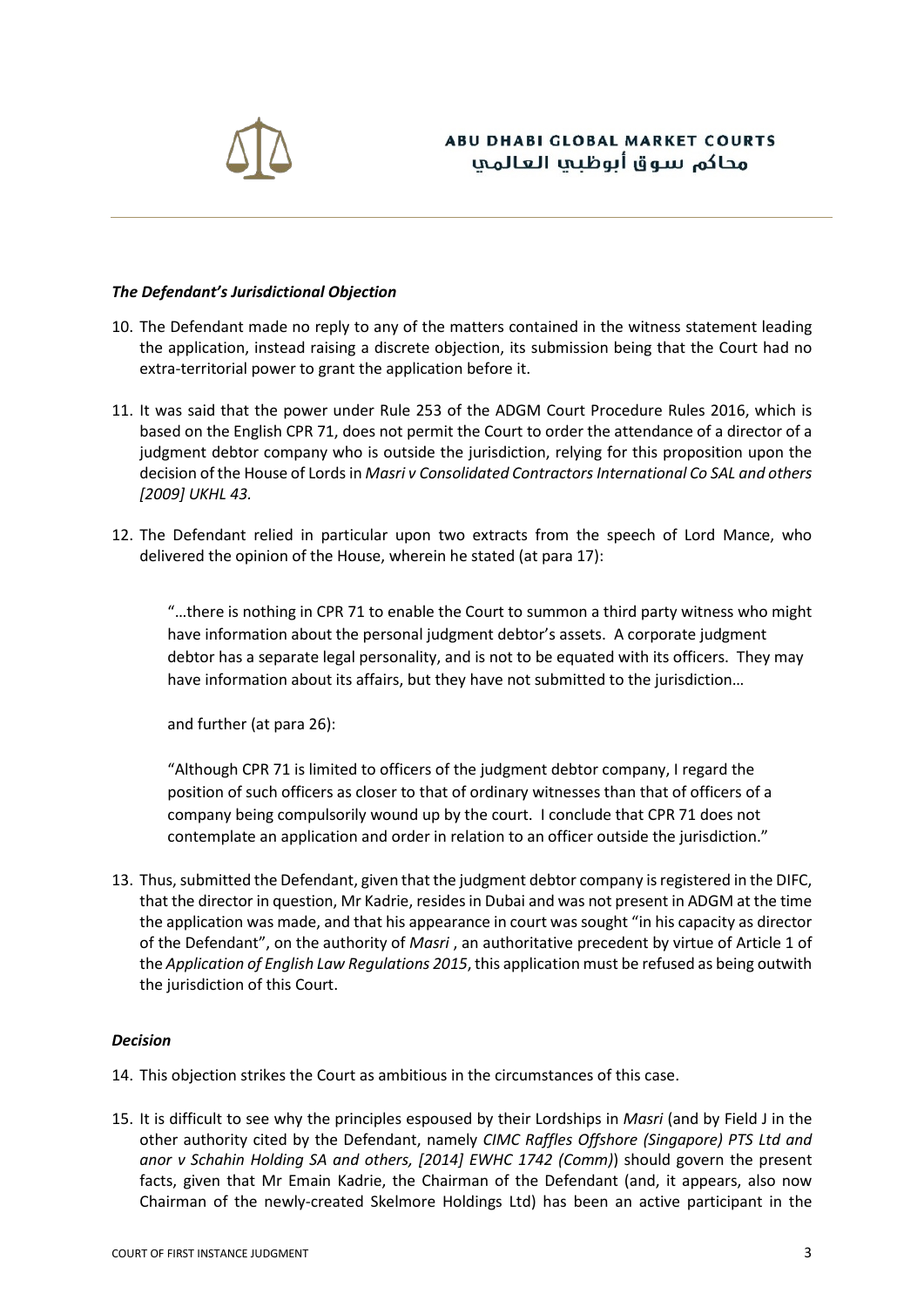### *The Defendant's Jurisdictional Objection*

10. The Defendant made no reply to any of the matters contained in the witness statement leading the application, instead raising a discrete objection, its submission being that the Court had no extra-territorial power to grant the application before it.

11. It was said that the power under Rule 253 of the ADGM Court Procedure Rules 2016, which is based on the English CPR 71, does not permit the Court to order the attendance of a director of a judgment debtor company who is outside the jurisdiction, relying for this proposition upon the decision of the House of Lords in *Masri v Consolidated Contractors International Co SAL and others [2009] UKHL 43.*

12. The Defendant relied in particular upon two extracts from the speech of Lord Mance, who delivered the opinion of the House, wherein he stated (at para 17):

    "…there is nothing in CPR 71 to enable the Court to summon a third party witness who might have information about the personal judgment debtor's assets. A corporate judgment debtor has a separate legal personality, and is not to be equated with its officers. They may have information about its affairs, but they have not submitted to the jurisdiction…

    and further (at para 26):

    "Although CPR 71 is limited to officers of the judgment debtor company, I regard the position of such officers as closer to that of ordinary witnesses than that of officers of a company being compulsorily wound up by the court. I conclude that CPR 71 does not contemplate an application and order in relation to an officer outside the jurisdiction."

13. Thus, submitted the Defendant, given that the judgment debtor company is registered in the DIFC, that the director in question, Mr Kadrie, resides in Dubai and was not present in ADGM at the time the application was made, and that his appearance in court was sought "in his capacity as director of the Defendant", on the authority of *Masri* , an authoritative precedent by virtue of Article 1 of the *Application of English Law Regulations 2015*, this application must be refused as being outwith the jurisdiction of this Court.

### *Decision*

14. This objection strikes the Court as ambitious in the circumstances of this case.

15. It is difficult to see why the principles espoused by their Lordships in *Masri* (and by Field J in the other authority cited by the Defendant, namely *CIMC Raffles Offshore (Singapore) PTS Ltd and anor v Schahin Holding SA and others, [2014] EWHC 1742 (Comm)*) should govern the present facts, given that Mr Emain Kadrie, the Chairman of the Defendant (and, it appears, also now Chairman of the newly-created Skelmore Holdings Ltd) has been an active participant in the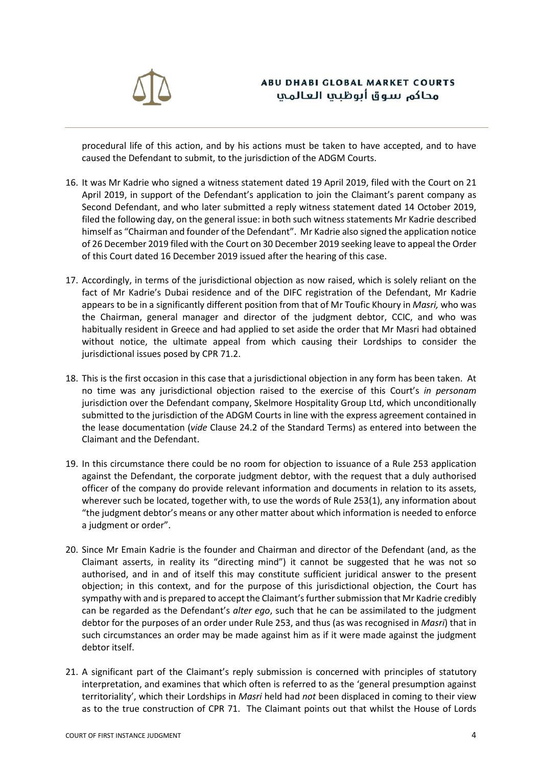procedural life of this action, and by his actions must be taken to have accepted, and to have caused the Defendant to submit, to the jurisdiction of the ADGM Courts.

16. It was Mr Kadrie who signed a witness statement dated 19 April 2019, filed with the Court on 21 April 2019, in support of the Defendant's application to join the Claimant's parent company as Second Defendant, and who later submitted a reply witness statement dated 14 October 2019, filed the following day, on the general issue: in both such witness statements Mr Kadrie described himself as "Chairman and founder of the Defendant". Mr Kadrie also signed the application notice of 26 December 2019 filed with the Court on 30 December 2019 seeking leave to appeal the Order of this Court dated 16 December 2019 issued after the hearing of this case.

17. Accordingly, in terms of the jurisdictional objection as now raised, which is solely reliant on the fact of Mr Kadrie's Dubai residence and of the DIFC registration of the Defendant, Mr Kadrie appears to be in a significantly different position from that of Mr Toufic Khoury in *Masri,* who was the Chairman, general manager and director of the judgment debtor, CCIC, and who was habitually resident in Greece and had applied to set aside the order that Mr Masri had obtained without notice, the ultimate appeal from which causing their Lordships to consider the jurisdictional issues posed by CPR 71.2.

18. This is the first occasion in this case that a jurisdictional objection in any form has been taken. At no time was any jurisdictional objection raised to the exercise of this Court's *in personam* jurisdiction over the Defendant company, Skelmore Hospitality Group Ltd, which unconditionally submitted to the jurisdiction of the ADGM Courts in line with the express agreement contained in the lease documentation (*vide* Clause 24.2 of the Standard Terms) as entered into between the Claimant and the Defendant.

19. In this circumstance there could be no room for objection to issuance of a Rule 253 application against the Defendant, the corporate judgment debtor, with the request that a duly authorised officer of the company do provide relevant information and documents in relation to its assets, wherever such be located, together with, to use the words of Rule 253(1), any information about "the judgment debtor's means or any other matter about which information is needed to enforce a judgment or order".

20. Since Mr Emain Kadrie is the founder and Chairman and director of the Defendant (and, as the Claimant asserts, in reality its "directing mind") it cannot be suggested that he was not so authorised, and in and of itself this may constitute sufficient juridical answer to the present objection; in this context, and for the purpose of this jurisdictional objection, the Court has sympathy with and is prepared to accept the Claimant's further submission that Mr Kadrie credibly can be regarded as the Defendant's *alter ego*, such that he can be assimilated to the judgment debtor for the purposes of an order under Rule 253, and thus (as was recognised in *Masri*) that in such circumstances an order may be made against him as if it were made against the judgment debtor itself.

21. A significant part of the Claimant's reply submission is concerned with principles of statutory interpretation, and examines that which often is referred to as the 'general presumption against territoriality', which their Lordships in *Masri* held had *not* been displaced in coming to their view as to the true construction of CPR 71. The Claimant points out that whilst the House of Lords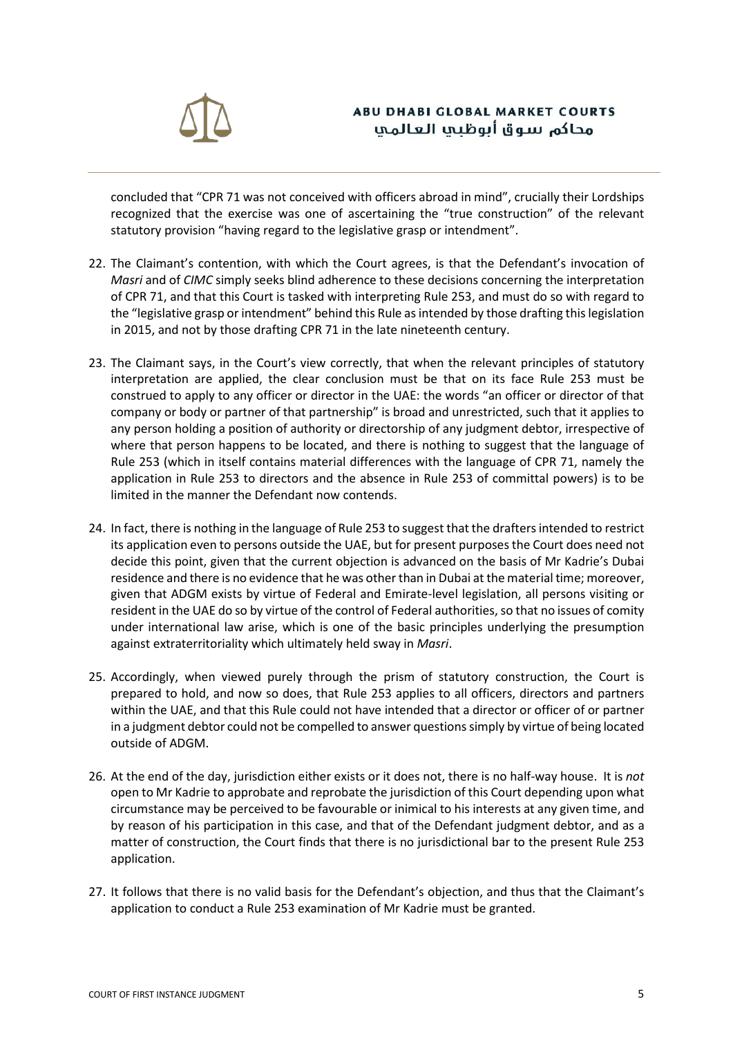concluded that "CPR 71 was not conceived with officers abroad in mind", crucially their Lordships recognized that the exercise was one of ascertaining the "true construction" of the relevant statutory provision "having regard to the legislative grasp or intendment".

22. The Claimant's contention, with which the Court agrees, is that the Defendant's invocation of *Masri* and of *CIMC* simply seeks blind adherence to these decisions concerning the interpretation of CPR 71, and that this Court is tasked with interpreting Rule 253, and must do so with regard to the "legislative grasp or intendment" behind this Rule as intended by those drafting this legislation in 2015, and not by those drafting CPR 71 in the late nineteenth century.

23. The Claimant says, in the Court's view correctly, that when the relevant principles of statutory interpretation are applied, the clear conclusion must be that on its face Rule 253 must be construed to apply to any officer or director in the UAE: the words "an officer or director of that company or body or partner of that partnership" is broad and unrestricted, such that it applies to any person holding a position of authority or directorship of any judgment debtor, irrespective of where that person happens to be located, and there is nothing to suggest that the language of Rule 253 (which in itself contains material differences with the language of CPR 71, namely the application in Rule 253 to directors and the absence in Rule 253 of committal powers) is to be limited in the manner the Defendant now contends.

24. In fact, there is nothing in the language of Rule 253 to suggest that the drafters intended to restrict its application even to persons outside the UAE, but for present purposes the Court does need not decide this point, given that the current objection is advanced on the basis of Mr Kadrie's Dubai residence and there is no evidence that he was other than in Dubai at the material time; moreover, given that ADGM exists by virtue of Federal and Emirate-level legislation, all persons visiting or resident in the UAE do so by virtue of the control of Federal authorities, so that no issues of comity under international law arise, which is one of the basic principles underlying the presumption against extraterritoriality which ultimately held sway in *Masri*.

25. Accordingly, when viewed purely through the prism of statutory construction, the Court is prepared to hold, and now so does, that Rule 253 applies to all officers, directors and partners within the UAE, and that this Rule could not have intended that a director or officer of or partner in a judgment debtor could not be compelled to answer questions simply by virtue of being located outside of ADGM.

26. At the end of the day, jurisdiction either exists or it does not, there is no half-way house. It is *not* open to Mr Kadrie to approbate and reprobate the jurisdiction of this Court depending upon what circumstance may be perceived to be favourable or inimical to his interests at any given time, and by reason of his participation in this case, and that of the Defendant judgment debtor, and as a matter of construction, the Court finds that there is no jurisdictional bar to the present Rule 253 application.

27. It follows that there is no valid basis for the Defendant's objection, and thus that the Claimant's application to conduct a Rule 253 examination of Mr Kadrie must be granted.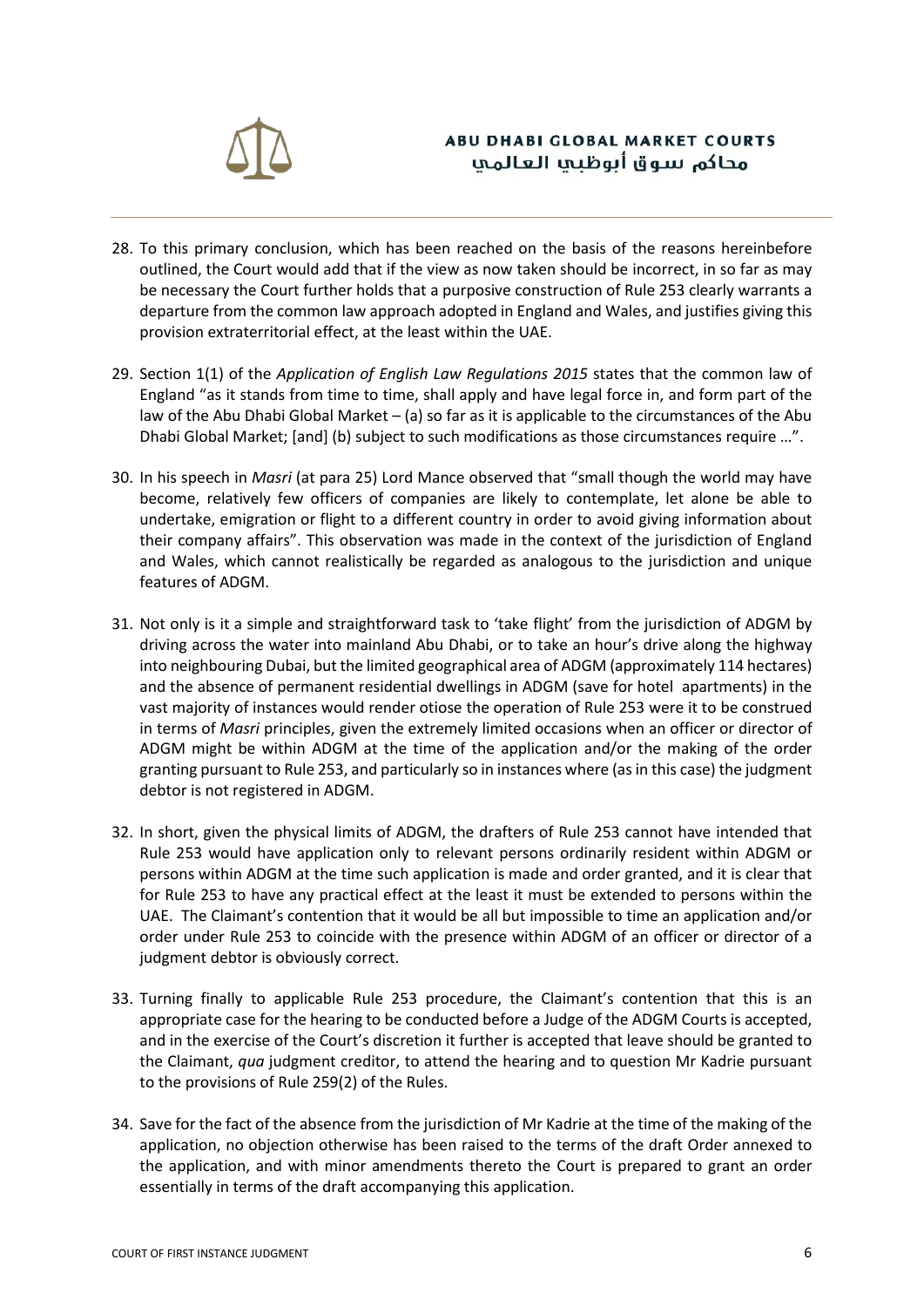28. To this primary conclusion, which has been reached on the basis of the reasons hereinbefore outlined, the Court would add that if the view as now taken should be incorrect, in so far as may be necessary the Court further holds that a purposive construction of Rule 253 clearly warrants a departure from the common law approach adopted in England and Wales, and justifies giving this provision extraterritorial effect, at the least within the UAE.

29. Section 1(1) of the *Application of English Law Regulations 2015* states that the common law of England "as it stands from time to time, shall apply and have legal force in, and form part of the law of the Abu Dhabi Global Market – (a) so far as it is applicable to the circumstances of the Abu Dhabi Global Market; [and] (b) subject to such modifications as those circumstances require …".

30. In his speech in *Masri* (at para 25) Lord Mance observed that "small though the world may have become, relatively few officers of companies are likely to contemplate, let alone be able to undertake, emigration or flight to a different country in order to avoid giving information about their company affairs". This observation was made in the context of the jurisdiction of England and Wales, which cannot realistically be regarded as analogous to the jurisdiction and unique features of ADGM.

31. Not only is it a simple and straightforward task to 'take flight' from the jurisdiction of ADGM by driving across the water into mainland Abu Dhabi, or to take an hour's drive along the highway into neighbouring Dubai, but the limited geographical area of ADGM (approximately 114 hectares) and the absence of permanent residential dwellings in ADGM (save for hotel apartments) in the vast majority of instances would render otiose the operation of Rule 253 were it to be construed in terms of *Masri* principles, given the extremely limited occasions when an officer or director of ADGM might be within ADGM at the time of the application and/or the making of the order granting pursuant to Rule 253, and particularly so in instances where (as in this case) the judgment debtor is not registered in ADGM.

32. In short, given the physical limits of ADGM, the drafters of Rule 253 cannot have intended that Rule 253 would have application only to relevant persons ordinarily resident within ADGM or persons within ADGM at the time such application is made and order granted, and it is clear that for Rule 253 to have any practical effect at the least it must be extended to persons within the UAE. The Claimant's contention that it would be all but impossible to time an application and/or order under Rule 253 to coincide with the presence within ADGM of an officer or director of a judgment debtor is obviously correct.

33. Turning finally to applicable Rule 253 procedure, the Claimant's contention that this is an appropriate case for the hearing to be conducted before a Judge of the ADGM Courts is accepted, and in the exercise of the Court's discretion it further is accepted that leave should be granted to the Claimant, *qua* judgment creditor, to attend the hearing and to question Mr Kadrie pursuant to the provisions of Rule 259(2) of the Rules.

34. Save for the fact of the absence from the jurisdiction of Mr Kadrie at the time of the making of the application, no objection otherwise has been raised to the terms of the draft Order annexed to the application, and with minor amendments thereto the Court is prepared to grant an order essentially in terms of the draft accompanying this application.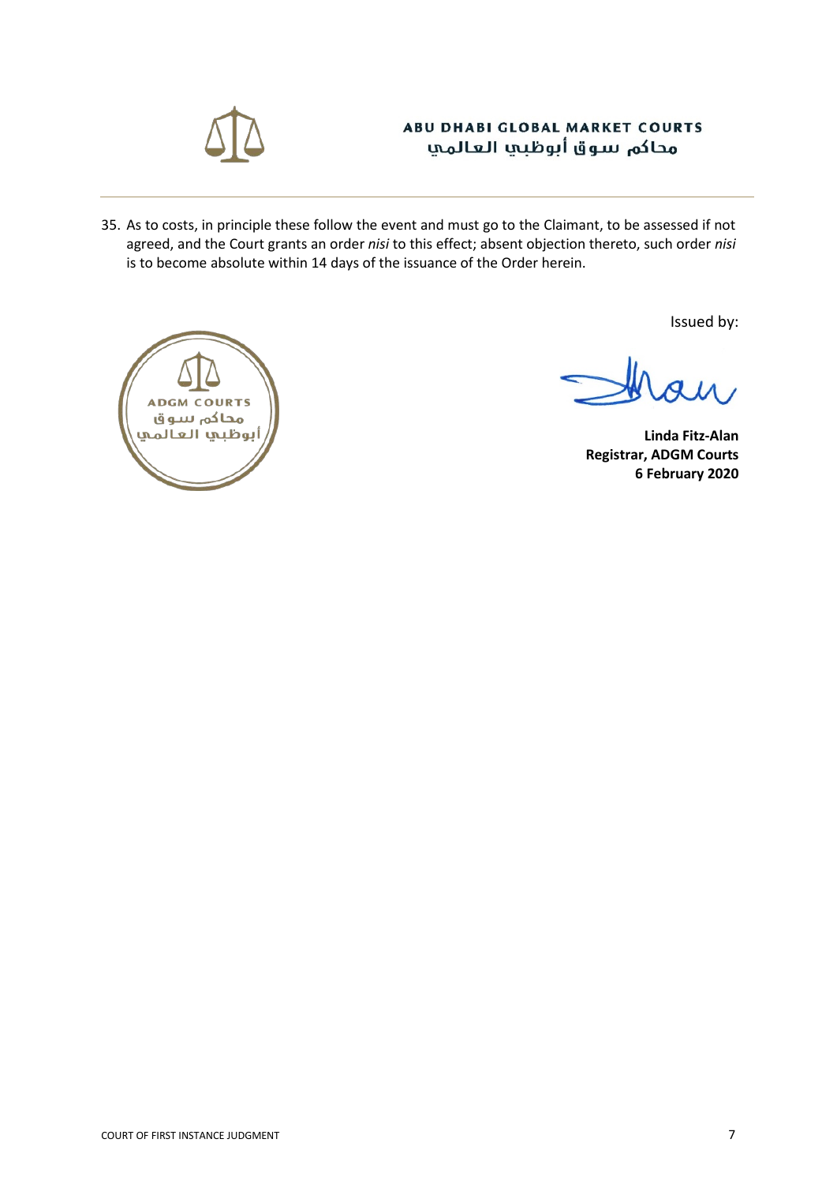35. As to costs, in principle these follow the event and must go to the Claimant, to be assessed if not agreed, and the Court grants an order *nisi* to this effect; absent objection thereto, such order *nisi* is to become absolute within 14 days of the issuance of the Order herein.

Issued by:

**Linda Fitz-Alan**
**Registrar, ADGM Courts**
**6 February 2020**